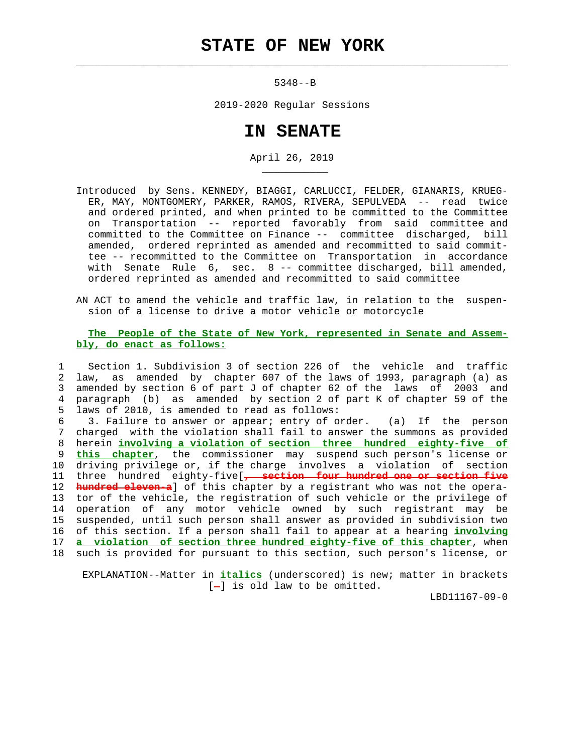# STATE OF NEW YORK

5348--B

2019-2020 Regular Sessions

# IN SENATE

April 26, 2019

Introduced by Sens. KENNEDY, BIAGGI, CARLUCCI, FELDER, GIANARIS, KRUEGER, MAY, MONTGOMERY, PARKER, RAMOS, RIVERA, SEPULVEDA -- read twice and ordered printed, and when printed to be committed to the Committee on Transportation -- reported favorably from said committee and committed to the Committee on Finance -- committee discharged, bill amended, ordered reprinted as amended and recommitted to said committee -- recommitted to the Committee on Transportation in accordance with Senate Rule 6, sec. 8 -- committee discharged, bill amended, ordered reprinted as amended and recommitted to said committee

AN ACT to amend the vehicle and traffic law, in relation to the suspension of a license to drive a motor vehicle or motorcycle

**The People of the State of New York, represented in Senate and Assembly, do enact as follows:**

1 Section 1. Subdivision 3 of section 226 of the vehicle and traffic
2 law, as amended by chapter 607 of the laws of 1993, paragraph (a) as
3 amended by section 6 of part J of chapter 62 of the laws of 2003 and
4 paragraph (b) as amended by section 2 of part K of chapter 59 of the
5 laws of 2010, is amended to read as follows:
6 3. Failure to answer or appear; entry of order. (a) If the person
7 charged with the violation shall fail to answer the summons as provided
8 herein _involving a violation of section three hundred eighty-five of_
9 _this chapter_, the commissioner may suspend such person's license or
10 driving privilege or, if the charge involves a violation of section
11 three hundred eighty-five[, section four hundred one or section five
12 hundred eleven-a] of this chapter by a registrant who was not the opera-
13 tor of the vehicle, the registration of such vehicle or the privilege of
14 operation of any motor vehicle owned by such registrant may be
15 suspended, until such person shall answer as provided in subdivision two
16 of this section. If a person shall fail to appear at a hearing _involving_
17 _a violation of section three hundred eighty-five of this chapter_, when
18 such is provided for pursuant to this section, such person's license, or

EXPLANATION--Matter in _italics_ (underscored) is new; matter in brackets [-] is old law to be omitted.

LBD11167-09-0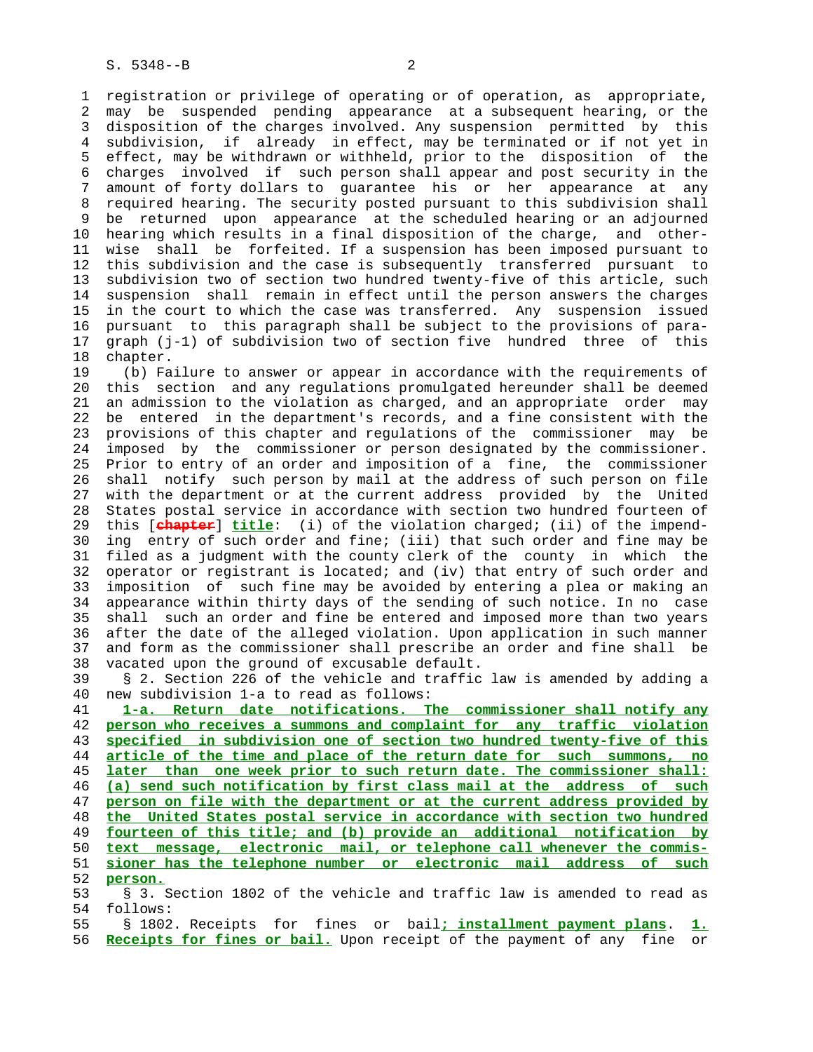registration or privilege of operating or of operation, as appropriate, may be suspended pending appearance at a subsequent hearing, or the disposition of the charges involved. Any suspension permitted by this subdivision, if already in effect, may be terminated or if not yet in effect, may be withdrawn or withheld, prior to the disposition of the charges involved if such person shall appear and post security in the amount of forty dollars to guarantee his or her appearance at any required hearing. The security posted pursuant to this subdivision shall be returned upon appearance at the scheduled hearing or an adjourned hearing which results in a final disposition of the charge, and otherwise shall be forfeited. If a suspension has been imposed pursuant to this subdivision and the case is subsequently transferred pursuant to subdivision two of section two hundred twenty-five of this article, such suspension shall remain in effect until the person answers the charges in the court to which the case was transferred. Any suspension issued pursuant to this paragraph shall be subject to the provisions of paragraph (j-1) of subdivision two of section five hundred three of this chapter.

(b) Failure to answer or appear in accordance with the requirements of this section and any regulations promulgated hereunder shall be deemed an admission to the violation as charged, and an appropriate order may be entered in the department's records, and a fine consistent with the provisions of this chapter and regulations of the commissioner may be imposed by the commissioner or person designated by the commissioner. Prior to entry of an order and imposition of a fine, the commissioner shall notify such person by mail at the address of such person on file with the department or at the current address provided by the United States postal service in accordance with section two hundred fourteen of this [~~chapter~~] **title**: (i) of the violation charged; (ii) of the impending entry of such order and fine; (iii) that such order and fine may be filed as a judgment with the county clerk of the county in which the operator or registrant is located; and (iv) that entry of such order and imposition of such fine may be avoided by entering a plea or making an appearance within thirty days of the sending of such notice. In no case shall such an order and fine be entered and imposed more than two years after the date of the alleged violation. Upon application in such manner and form as the commissioner shall prescribe an order and fine shall be vacated upon the ground of excusable default.

§ 2. Section 226 of the vehicle and traffic law is amended by adding a new subdivision 1-a to read as follows:

**1-a. Return date notifications. The commissioner shall notify any person who receives a summons and complaint for any traffic violation specified in subdivision one of section two hundred twenty-five of this article of the time and place of the return date for such summons, no later than one week prior to such return date. The commissioner shall: (a) send such notification by first class mail at the address of such person on file with the department or at the current address provided by the United States postal service in accordance with section two hundred fourteen of this title; and (b) provide an additional notification by text message, electronic mail, or telephone call whenever the commissioner has the telephone number or electronic mail address of such person.**

§ 3. Section 1802 of the vehicle and traffic law is amended to read as follows:

§ 1802. Receipts for fines or bail**; installment payment plans**. **1. Receipts for fines or bail.** Upon receipt of the payment of any fine or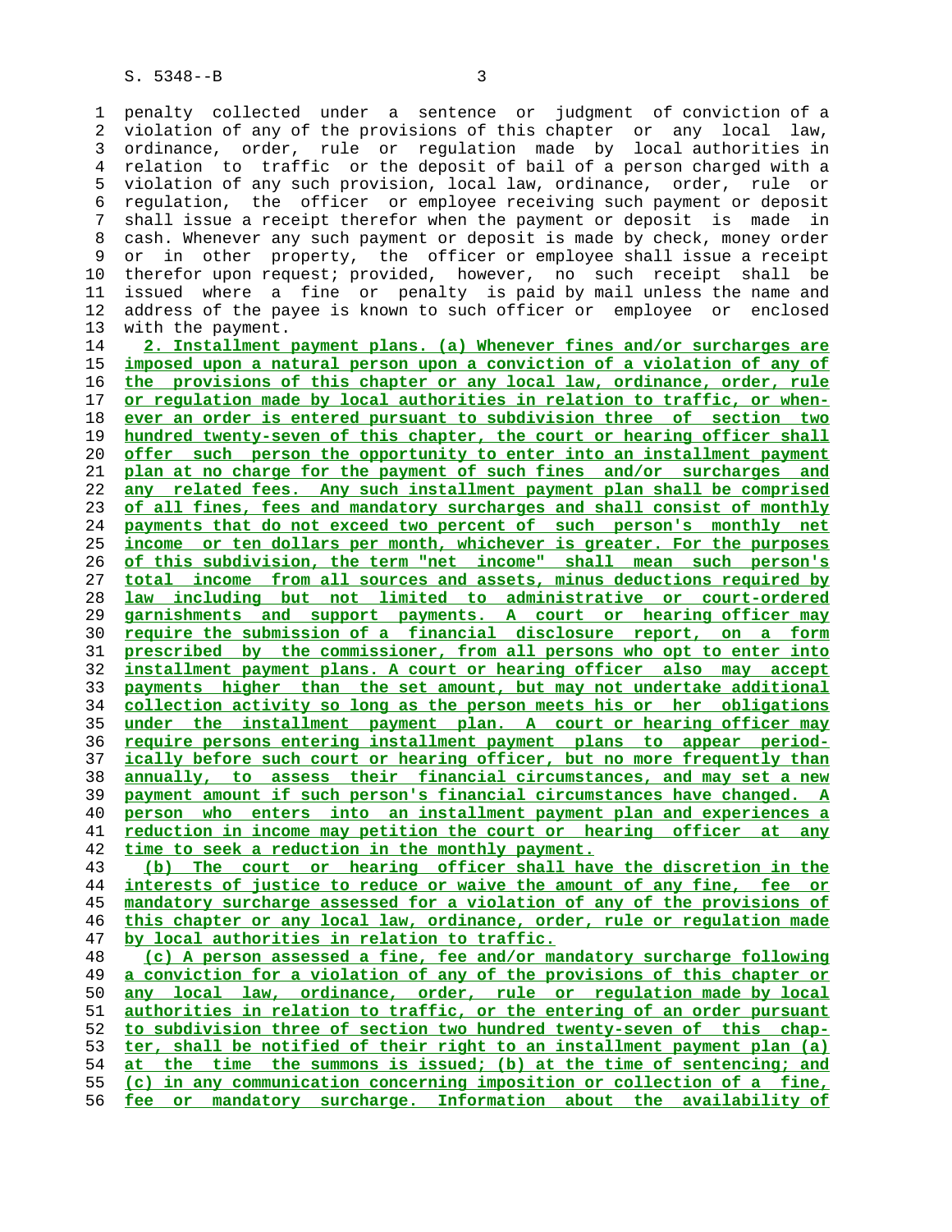penalty collected under a sentence or judgment of conviction of a violation of any of the provisions of this chapter or any local law, ordinance, order, rule or regulation made by local authorities in relation to traffic or the deposit of bail of a person charged with a violation of any such provision, local law, ordinance, order, rule or regulation, the officer or employee receiving such payment or deposit shall issue a receipt therefor when the payment or deposit is made in cash. Whenever any such payment or deposit is made by check, money order or in other property, the officer or employee shall issue a receipt therefor upon request; provided, however, no such receipt shall be issued where a fine or penalty is paid by mail unless the name and address of the payee is known to such officer or employee or enclosed with the payment.

**2. Installment payment plans. (a) Whenever fines and/or surcharges are imposed upon a natural person upon a conviction of a violation of any of the provisions of this chapter or any local law, ordinance, order, rule or regulation made by local authorities in relation to traffic, or whenever an order is entered pursuant to subdivision three of section two hundred twenty-seven of this chapter, the court or hearing officer shall offer such person the opportunity to enter into an installment payment plan at no charge for the payment of such fines and/or surcharges and any related fees. Any such installment payment plan shall be comprised of all fines, fees and mandatory surcharges and shall consist of monthly payments that do not exceed two percent of such person's monthly net income or ten dollars per month, whichever is greater. For the purposes of this subdivision, the term "net income" shall mean such person's total income from all sources and assets, minus deductions required by law including but not limited to administrative or court-ordered garnishments and support payments. A court or hearing officer may require the submission of a financial disclosure report, on a form prescribed by the commissioner, from all persons who opt to enter into installment payment plans. A court or hearing officer also may accept payments higher than the set amount, but may not undertake additional collection activity so long as the person meets his or her obligations under the installment payment plan. A court or hearing officer may require persons entering installment payment plans to appear periodically before such court or hearing officer, but no more frequently than annually, to assess their financial circumstances, and may set a new payment amount if such person's financial circumstances have changed. A person who enters into an installment payment plan and experiences a reduction in income may petition the court or hearing officer at any time to seek a reduction in the monthly payment.**

**(b) The court or hearing officer shall have the discretion in the interests of justice to reduce or waive the amount of any fine, fee or mandatory surcharge assessed for a violation of any of the provisions of this chapter or any local law, ordinance, order, rule or regulation made by local authorities in relation to traffic.**

**(c) A person assessed a fine, fee and/or mandatory surcharge following a conviction for a violation of any of the provisions of this chapter or any local law, ordinance, order, rule or regulation made by local authorities in relation to traffic, or the entering of an order pursuant to subdivision three of section two hundred twenty-seven of this chapter, shall be notified of their right to an installment payment plan (a) at the time the summons is issued; (b) at the time of sentencing; and (c) in any communication concerning imposition or collection of a fine, fee or mandatory surcharge. Information about the availability of**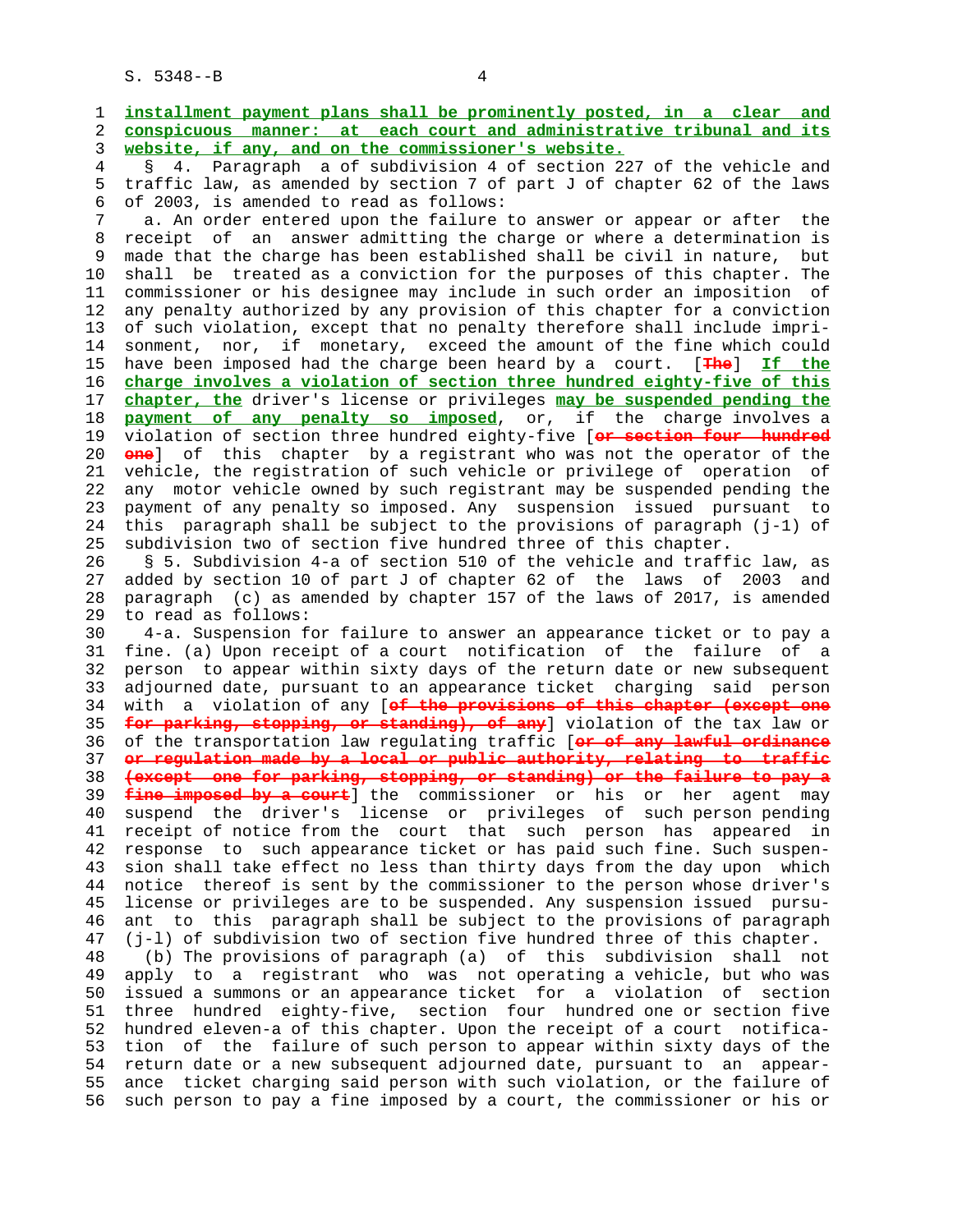**installment payment plans shall be prominently posted, in a clear and conspicuous manner: at each court and administrative tribunal and its website, if any, and on the commissioner's website.**

§ 4. Paragraph a of subdivision 4 of section 227 of the vehicle and traffic law, as amended by section 7 of part J of chapter 62 of the laws of 2003, is amended to read as follows:

a. An order entered upon the failure to answer or appear or after the receipt of an answer admitting the charge or where a determination is made that the charge has been established shall be civil in nature, but shall be treated as a conviction for the purposes of this chapter. The commissioner or his designee may include in such order an imposition of any penalty authorized by any provision of this chapter for a conviction of such violation, except that no penalty therefore shall include imprisonment, nor, if monetary, exceed the amount of the fine which could have been imposed had the charge been heard by a court. [~~The~~] **If the charge involves a violation of section three hundred eighty-five of this chapter, the** driver's license or privileges **may be suspended pending the payment of any penalty so imposed**, or, if the charge involves a violation of section three hundred eighty-five [~~or section four hundred one~~] of this chapter by a registrant who was not the operator of the vehicle, the registration of such vehicle or privilege of operation of any motor vehicle owned by such registrant may be suspended pending the payment of any penalty so imposed. Any suspension issued pursuant to this paragraph shall be subject to the provisions of paragraph (j-1) of subdivision two of section five hundred three of this chapter.

§ 5. Subdivision 4-a of section 510 of the vehicle and traffic law, as added by section 10 of part J of chapter 62 of the laws of 2003 and paragraph (c) as amended by chapter 157 of the laws of 2017, is amended to read as follows:

4-a. Suspension for failure to answer an appearance ticket or to pay a fine. (a) Upon receipt of a court notification of the failure of a person to appear within sixty days of the return date or new subsequent adjourned date, pursuant to an appearance ticket charging said person with a violation of any [~~of the provisions of this chapter (except one for parking, stopping, or standing), of any~~] violation of the tax law or of the transportation law regulating traffic [~~or of any lawful ordinance or regulation made by a local or public authority, relating to traffic (except one for parking, stopping, or standing) or the failure to pay a fine imposed by a court~~] the commissioner or his or her agent may suspend the driver's license or privileges of such person pending receipt of notice from the court that such person has appeared in response to such appearance ticket or has paid such fine. Such suspension shall take effect no less than thirty days from the day upon which notice thereof is sent by the commissioner to the person whose driver's license or privileges are to be suspended. Any suspension issued pursuant to this paragraph shall be subject to the provisions of paragraph (j-l) of subdivision two of section five hundred three of this chapter.

(b) The provisions of paragraph (a) of this subdivision shall not apply to a registrant who was not operating a vehicle, but who was issued a summons or an appearance ticket for a violation of section three hundred eighty-five, section four hundred one or section five hundred eleven-a of this chapter. Upon the receipt of a court notification of the failure of such person to appear within sixty days of the return date or a new subsequent adjourned date, pursuant to an appearance ticket charging said person with such violation, or the failure of such person to pay a fine imposed by a court, the commissioner or his or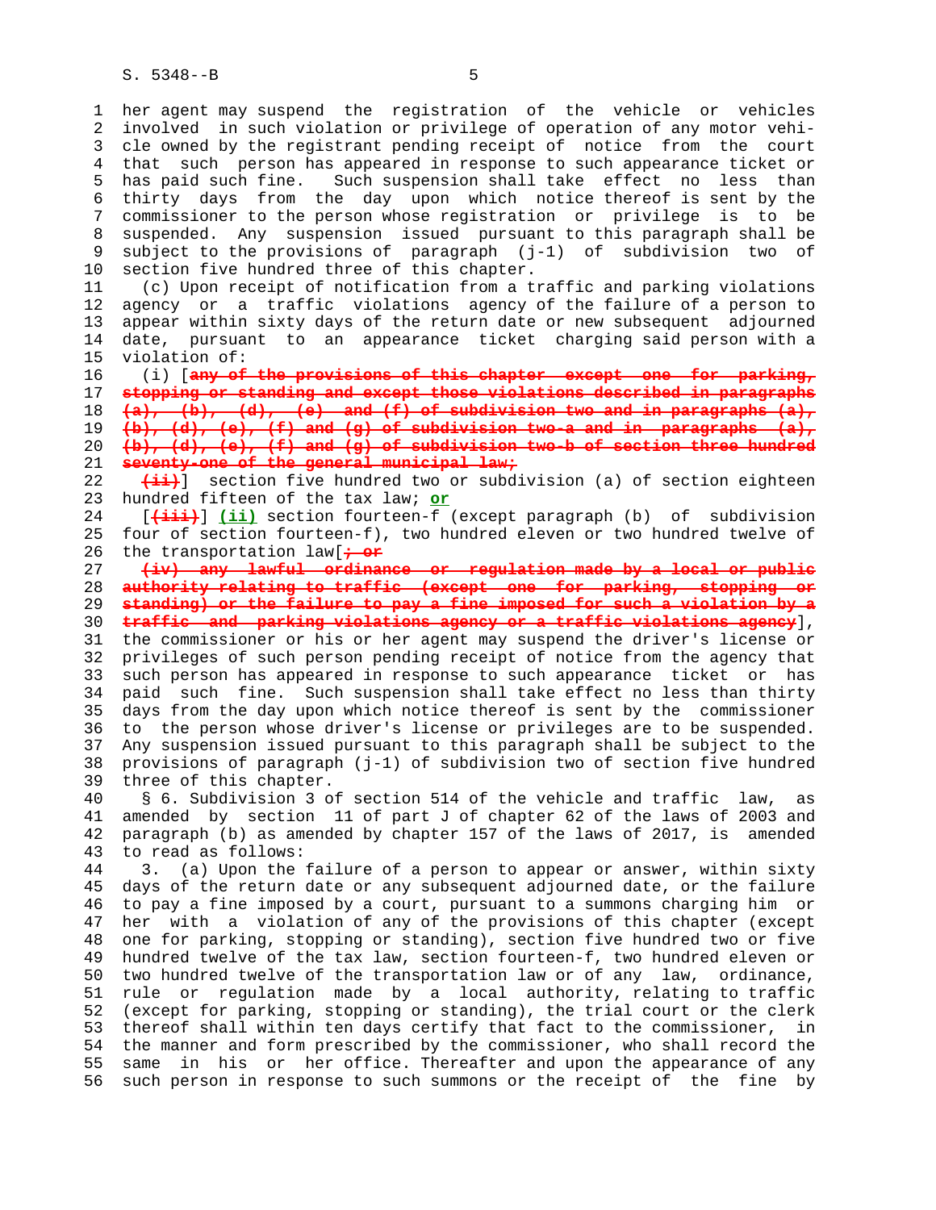her agent may suspend the registration of the vehicle or vehicles involved in such violation or privilege of operation of any motor vehicle owned by the registrant pending receipt of notice from the court that such person has appeared in response to such appearance ticket or has paid such fine. Such suspension shall take effect no less than thirty days from the day upon which notice thereof is sent by the commissioner to the person whose registration or privilege is to be suspended. Any suspension issued pursuant to this paragraph shall be subject to the provisions of paragraph (j-1) of subdivision two of section five hundred three of this chapter.

(c) Upon receipt of notification from a traffic and parking violations agency or a traffic violations agency of the failure of a person to appear within sixty days of the return date or new subsequent adjourned date, pursuant to an appearance ticket charging said person with a violation of:

(i) [~~any of the provisions of this chapter except one for parking, stopping or standing and except those violations described in paragraphs (a), (b), (d), (e) and (f) of subdivision two and in paragraphs (a), (b), (d), (e), (f) and (g) of subdivision two-a and in paragraphs (a), (b), (d), (e), (f) and (g) of subdivision two-b of section three hundred seventy-one of the general municipal law;~~

~~(ii)~~] section five hundred two or subdivision (a) of section eighteen hundred fifteen of the tax law; **or**

[~~(iii)~~] **(ii)** section fourteen-f (except paragraph (b) of subdivision four of section fourteen-f), two hundred eleven or two hundred twelve of the transportation law[~~; or~~

~~(iv) any lawful ordinance or regulation made by a local or public authority relating to traffic (except one for parking, stopping or standing) or the failure to pay a fine imposed for such a violation by a traffic and parking violations agency or a traffic violations agency~~], the commissioner or his or her agent may suspend the driver's license or privileges of such person pending receipt of notice from the agency that such person has appeared in response to such appearance ticket or has paid such fine. Such suspension shall take effect no less than thirty days from the day upon which notice thereof is sent by the commissioner to the person whose driver's license or privileges are to be suspended. Any suspension issued pursuant to this paragraph shall be subject to the provisions of paragraph (j-1) of subdivision two of section five hundred three of this chapter.

§ 6. Subdivision 3 of section 514 of the vehicle and traffic law, as amended by section 11 of part J of chapter 62 of the laws of 2003 and paragraph (b) as amended by chapter 157 of the laws of 2017, is amended to read as follows:

3. (a) Upon the failure of a person to appear or answer, within sixty days of the return date or any subsequent adjourned date, or the failure to pay a fine imposed by a court, pursuant to a summons charging him or her with a violation of any of the provisions of this chapter (except one for parking, stopping or standing), section five hundred two or five hundred twelve of the tax law, section fourteen-f, two hundred eleven or two hundred twelve of the transportation law or of any law, ordinance, rule or regulation made by a local authority, relating to traffic (except for parking, stopping or standing), the trial court or the clerk thereof shall within ten days certify that fact to the commissioner, in the manner and form prescribed by the commissioner, who shall record the same in his or her office. Thereafter and upon the appearance of any such person in response to such summons or the receipt of the fine by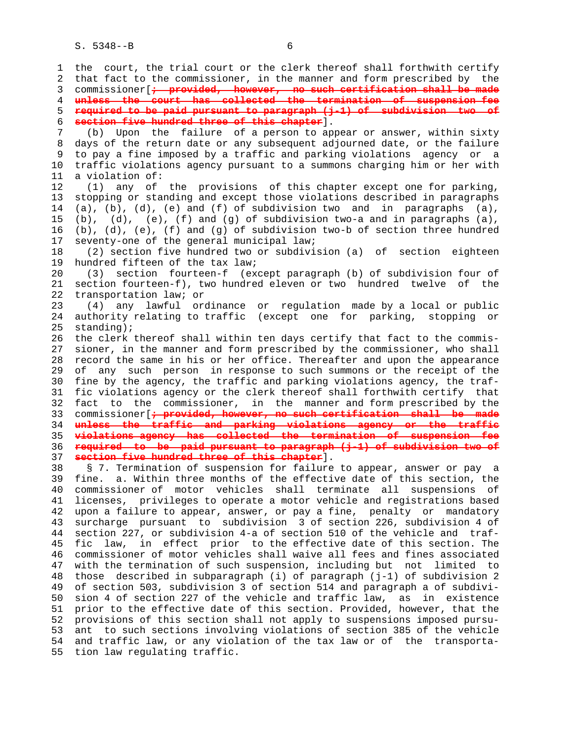the court, the trial court or the clerk thereof shall forthwith certify that fact to the commissioner, in the manner and form prescribed by the commissioner[~~; provided, however, no such certification shall be made unless the court has collected the termination of suspension fee required to be paid pursuant to paragraph (j-1) of subdivision two of section five hundred three of this chapter~~].

(b) Upon the failure of a person to appear or answer, within sixty days of the return date or any subsequent adjourned date, or the failure to pay a fine imposed by a traffic and parking violations agency or a traffic violations agency pursuant to a summons charging him or her with a violation of:

(1) any of the provisions of this chapter except one for parking, stopping or standing and except those violations described in paragraphs (a), (b), (d), (e) and (f) of subdivision two and in paragraphs (a), (b), (d), (e), (f) and (g) of subdivision two-a and in paragraphs (a), (b), (d), (e), (f) and (g) of subdivision two-b of section three hundred seventy-one of the general municipal law;

(2) section five hundred two or subdivision (a) of section eighteen hundred fifteen of the tax law;

(3) section fourteen-f (except paragraph (b) of subdivision four of section fourteen-f), two hundred eleven or two hundred twelve of the transportation law; or

(4) any lawful ordinance or regulation made by a local or public authority relating to traffic (except one for parking, stopping or standing);

the clerk thereof shall within ten days certify that fact to the commissioner, in the manner and form prescribed by the commissioner, who shall record the same in his or her office. Thereafter and upon the appearance of any such person in response to such summons or the receipt of the fine by the agency, the traffic and parking violations agency, the traffic violations agency or the clerk thereof shall forthwith certify that fact to the commissioner, in the manner and form prescribed by the commissioner[~~; provided, however, no such certification shall be made unless the traffic and parking violations agency or the traffic violations agency has collected the termination of suspension fee required to be paid pursuant to paragraph (j-1) of subdivision two of section five hundred three of this chapter~~].

§ 7. Termination of suspension for failure to appear, answer or pay a fine. a. Within three months of the effective date of this section, the commissioner of motor vehicles shall terminate all suspensions of licenses, privileges to operate a motor vehicle and registrations based upon a failure to appear, answer, or pay a fine, penalty or mandatory surcharge pursuant to subdivision 3 of section 226, subdivision 4 of section 227, or subdivision 4-a of section 510 of the vehicle and traffic law, in effect prior to the effective date of this section. The commissioner of motor vehicles shall waive all fees and fines associated with the termination of such suspension, including but not limited to those described in subparagraph (i) of paragraph (j-1) of subdivision 2 of section 503, subdivision 3 of section 514 and paragraph a of subdivision 4 of section 227 of the vehicle and traffic law, as in existence prior to the effective date of this section. Provided, however, that the provisions of this section shall not apply to suspensions imposed pursuant to such sections involving violations of section 385 of the vehicle and traffic law, or any violation of the tax law or of the transportation law regulating traffic.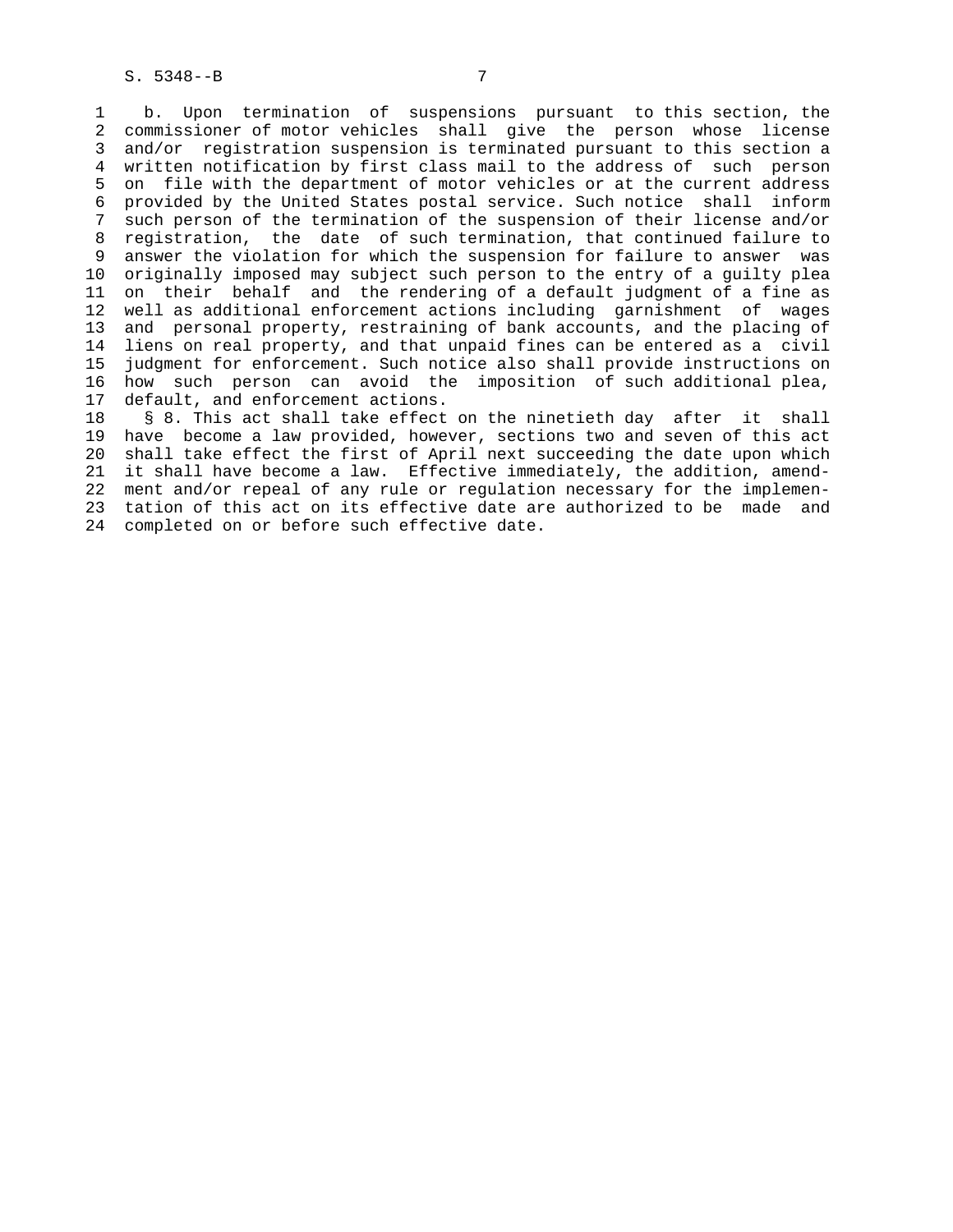b. Upon termination of suspensions pursuant to this section, the commissioner of motor vehicles shall give the person whose license and/or registration suspension is terminated pursuant to this section a written notification by first class mail to the address of such person on file with the department of motor vehicles or at the current address provided by the United States postal service. Such notice shall inform such person of the termination of the suspension of their license and/or registration, the date of such termination, that continued failure to answer the violation for which the suspension for failure to answer was originally imposed may subject such person to the entry of a guilty plea on their behalf and the rendering of a default judgment of a fine as well as additional enforcement actions including garnishment of wages and personal property, restraining of bank accounts, and the placing of liens on real property, and that unpaid fines can be entered as a civil judgment for enforcement. Such notice also shall provide instructions on how such person can avoid the imposition of such additional plea, default, and enforcement actions.

§ 8. This act shall take effect on the ninetieth day after it shall have become a law provided, however, sections two and seven of this act shall take effect the first of April next succeeding the date upon which it shall have become a law. Effective immediately, the addition, amendment and/or repeal of any rule or regulation necessary for the implementation of this act on its effective date are authorized to be made and completed on or before such effective date.